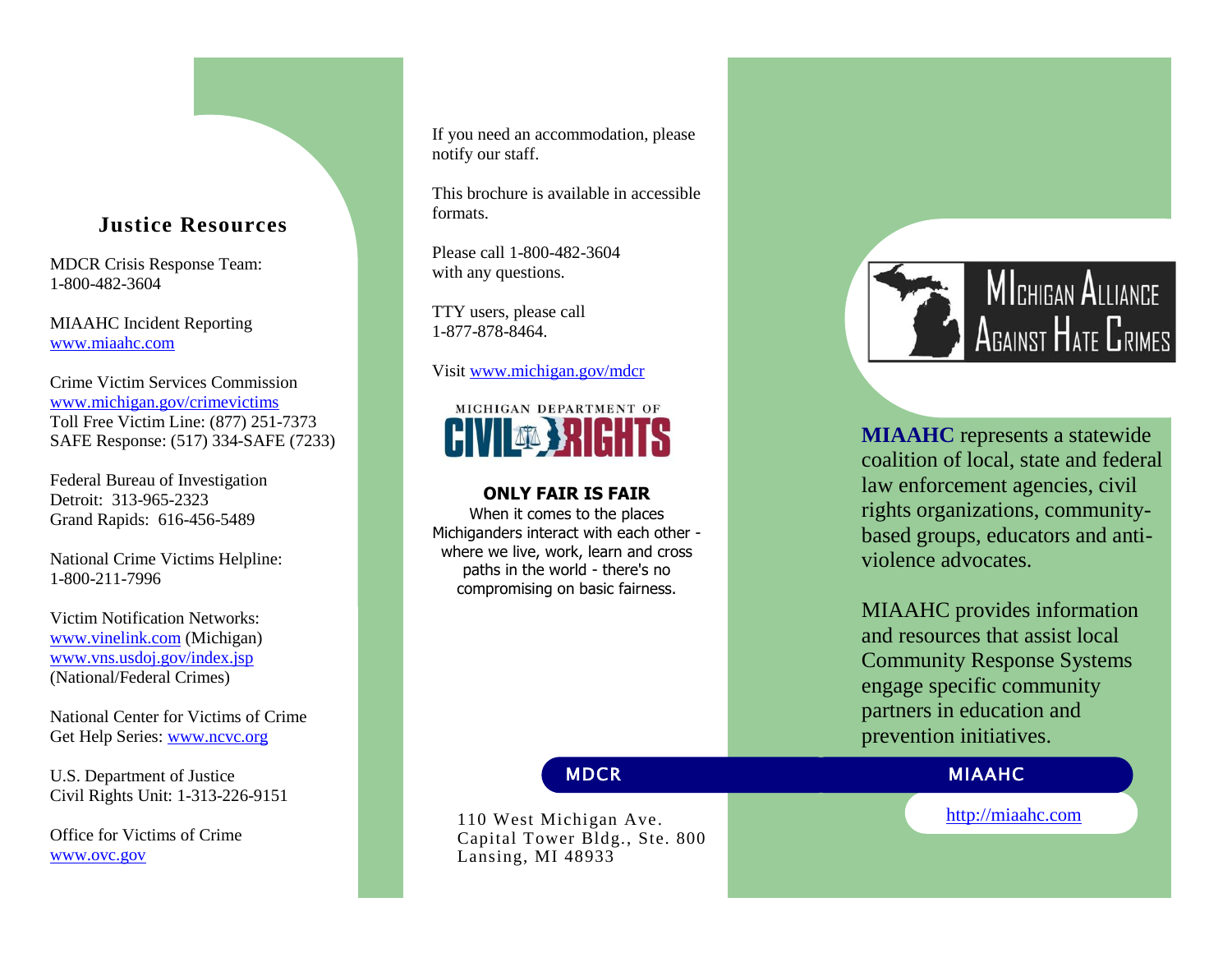## Justice Resources

MDCR Crisis Response Team:
1-800-482-3604

MIAAHC Incident Reporting
www.miaahc.com

Crime Victim Services Commission
www.michigan.gov/crimevictims
Toll Free Victim Line: (877) 251-7373
SAFE Response: (517) 334-SAFE (7233)

Federal Bureau of Investigation
Detroit: 313-965-2323
Grand Rapids: 616-456-5489

National Crime Victims Helpline:
1-800-211-7996

Victim Notification Networks:
www.vinelink.com (Michigan)
www.vns.usdoj.gov/index.jsp
(National/Federal Crimes)

National Center for Victims of Crime
Get Help Series: www.ncvc.org

U.S. Department of Justice
Civil Rights Unit: 1-313-226-9151

Office for Victims of Crime
www.ovc.gov

If you need an accommodation, please notify our staff.

This brochure is available in accessible formats.

Please call 1-800-482-3604
with any questions.

TTY users, please call
1-877-878-8464.

Visit www.michigan.gov/mdcr

MICHIGAN DEPARTMENT OF CIVIL RIGHTS

**ONLY FAIR IS FAIR**
When it comes to the places Michiganders interact with each other - where we live, work, learn and cross paths in the world - there's no compromising on basic fairness.

**MDCR**

110 West Michigan Ave.
Capital Tower Bldg., Ste. 800
Lansing, MI 48933

# MIchigan Alliance Against Hate Crimes

**MIAAHC** represents a statewide coalition of local, state and federal law enforcement agencies, civil rights organizations, community-based groups, educators and anti-violence advocates.

MIAAHC provides information and resources that assist local Community Response Systems engage specific community partners in education and prevention initiatives.

**MIAAHC**

http://miaahc.com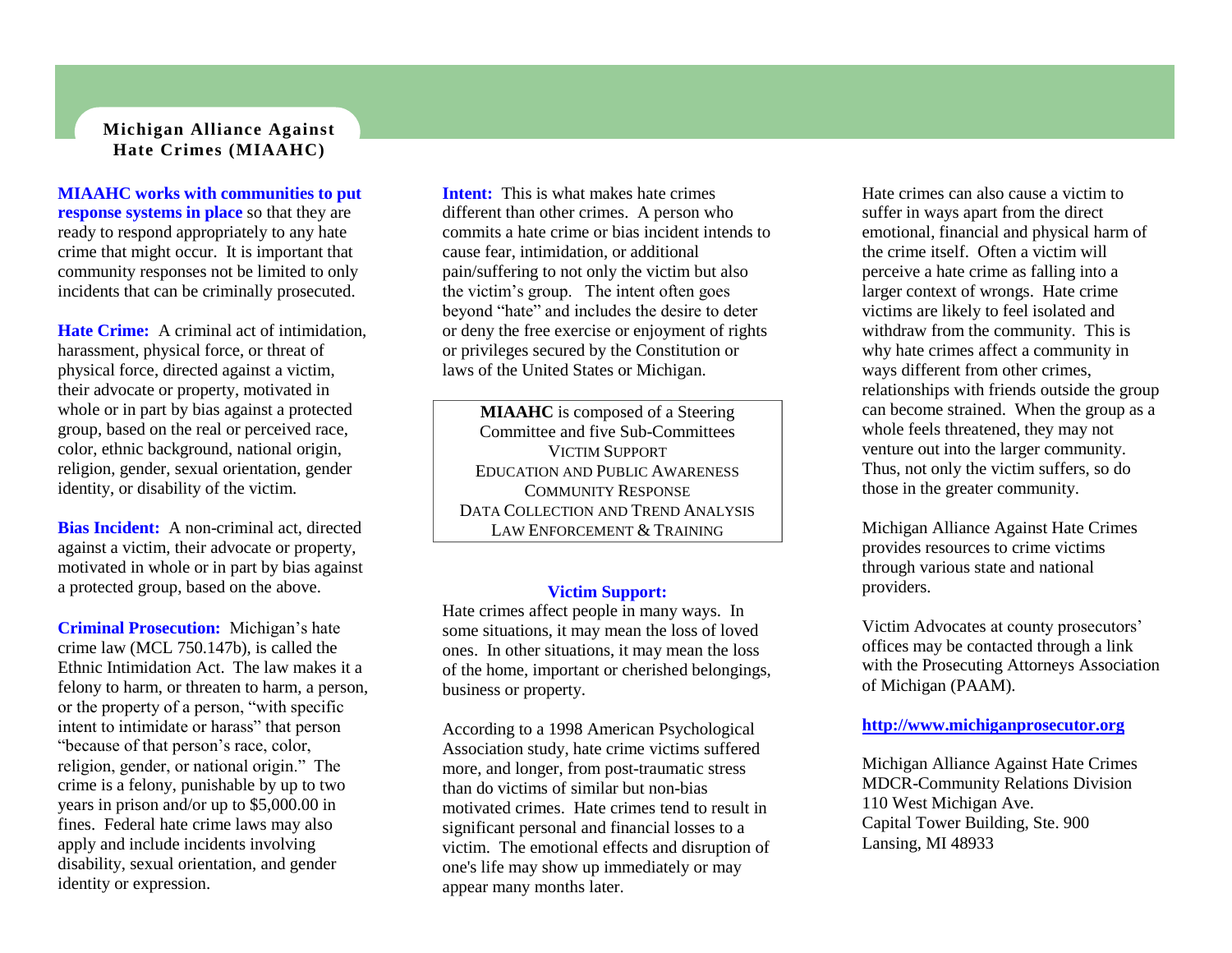## Michigan Alliance Against Hate Crimes (MIAAHC)

**MIAAHC works with communities to put response systems in place** so that they are ready to respond appropriately to any hate crime that might occur. It is important that community responses not be limited to only incidents that can be criminally prosecuted.

**Hate Crime:** A criminal act of intimidation, harassment, physical force, or threat of physical force, directed against a victim, their advocate or property, motivated in whole or in part by bias against a protected group, based on the real or perceived race, color, ethnic background, national origin, religion, gender, sexual orientation, gender identity, or disability of the victim.

**Bias Incident:** A non-criminal act, directed against a victim, their advocate or property, motivated in whole or in part by bias against a protected group, based on the above.

**Criminal Prosecution:** Michigan's hate crime law (MCL 750.147b), is called the Ethnic Intimidation Act. The law makes it a felony to harm, or threaten to harm, a person, or the property of a person, "with specific intent to intimidate or harass" that person "because of that person's race, color, religion, gender, or national origin." The crime is a felony, punishable by up to two years in prison and/or up to $5,000.00 in fines. Federal hate crime laws may also apply and include incidents involving disability, sexual orientation, and gender identity or expression.

**Intent:** This is what makes hate crimes different than other crimes. A person who commits a hate crime or bias incident intends to cause fear, intimidation, or additional pain/suffering to not only the victim but also the victim's group. The intent often goes beyond "hate" and includes the desire to deter or deny the free exercise or enjoyment of rights or privileges secured by the Constitution or laws of the United States or Michigan.

**MIAAHC** is composed of a Steering Committee and five Sub-Committees
- VICTIM SUPPORT
- EDUCATION AND PUBLIC AWARENESS
- COMMUNITY RESPONSE
- DATA COLLECTION AND TREND ANALYSIS
- LAW ENFORCEMENT & TRAINING

### Victim Support:

Hate crimes affect people in many ways. In some situations, it may mean the loss of loved ones. In other situations, it may mean the loss of the home, important or cherished belongings, business or property.

According to a 1998 American Psychological Association study, hate crime victims suffered more, and longer, from post-traumatic stress than do victims of similar but non-bias motivated crimes. Hate crimes tend to result in significant personal and financial losses to a victim. The emotional effects and disruption of one's life may show up immediately or may appear many months later.

Hate crimes can also cause a victim to suffer in ways apart from the direct emotional, financial and physical harm of the crime itself. Often a victim will perceive a hate crime as falling into a larger context of wrongs. Hate crime victims are likely to feel isolated and withdraw from the community. This is why hate crimes affect a community in ways different from other crimes, relationships with friends outside the group can become strained. When the group as a whole feels threatened, they may not venture out into the larger community. Thus, not only the victim suffers, so do those in the greater community.

Michigan Alliance Against Hate Crimes provides resources to crime victims through various state and national providers.

Victim Advocates at county prosecutors' offices may be contacted through a link with the Prosecuting Attorneys Association of Michigan (PAAM).

**http://www.michiganprosecutor.org**

Michigan Alliance Against Hate Crimes
MDCR-Community Relations Division
110 West Michigan Ave.
Capital Tower Building, Ste. 900
Lansing, MI 48933